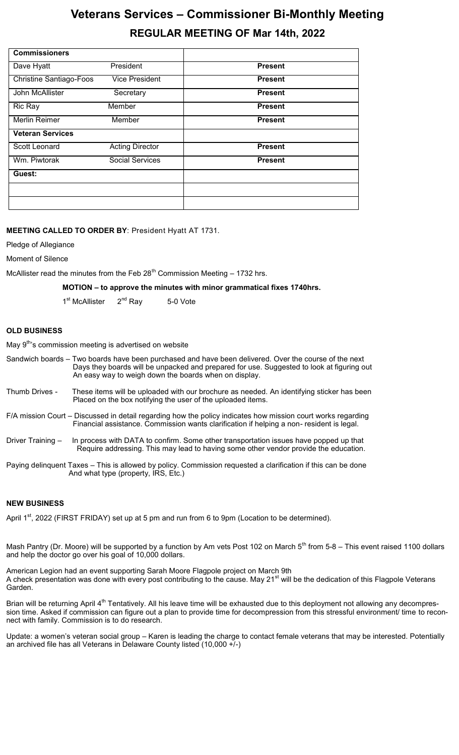# Veterans Services – Commissioner Bi-Monthly Meeting

## REGULAR MEETING OF Mar 14th, 2022

| Commissioners | | |
|---|---|---|
| Dave Hyatt | President | Present |
| Christine Santiago-Foos | Vice President | Present |
| John McAllister | Secretary | Present |
| Ric Ray | Member | Present |
| Merlin Reimer | Member | Present |
| **Veteran Services** | | |
| Scott Leonard | Acting Director | Present |
| Wm. Piwtorak | Social Services | Present |
| **Guest:** | | |
| | | |
| | | |

**MEETING CALLED TO ORDER BY**: President Hyatt AT 1731.

Pledge of Allegiance

Moment of Silence

McAllister read the minutes from the Feb 28th Commission Meeting – 1732 hrs.

**MOTION – to approve the minutes with minor grammatical fixes 1740hrs.**

1st McAllister 2nd Ray 5-0 Vote

### OLD BUSINESS

May 9th's commission meeting is advertised on website

Sandwich boards – Two boards have been purchased and have been delivered. Over the course of the next Days they boards will be unpacked and prepared for use. Suggested to look at figuring out An easy way to weigh down the boards when on display.

Thumb Drives - These items will be uploaded with our brochure as needed. An identifying sticker has been Placed on the box notifying the user of the uploaded items.

F/A mission Court – Discussed in detail regarding how the policy indicates how mission court works regarding Financial assistance. Commission wants clarification if helping a non- resident is legal.

Driver Training – In process with DATA to confirm. Some other transportation issues have popped up that Require addressing. This may lead to having some other vendor provide the education.

Paying delinquent Taxes – This is allowed by policy. Commission requested a clarification if this can be done And what type (property, IRS, Etc.)

### NEW BUSINESS

April 1st, 2022 (FIRST FRIDAY) set up at 5 pm and run from 6 to 9pm (Location to be determined).

Mash Pantry (Dr. Moore) will be supported by a function by Am vets Post 102 on March 5th from 5-8 – This event raised 1100 dollars and help the doctor go over his goal of 10,000 dollars.

American Legion had an event supporting Sarah Moore Flagpole project on March 9th
A check presentation was done with every post contributing to the cause. May 21st will be the dedication of this Flagpole Veterans Garden.

Brian will be returning April 4th Tentatively. All his leave time will be exhausted due to this deployment not allowing any decompression time. Asked if commission can figure out a plan to provide time for decompression from this stressful environment/ time to reconnect with family. Commission is to do research.

Update: a women's veteran social group – Karen is leading the charge to contact female veterans that may be interested. Potentially an archived file has all Veterans in Delaware County listed (10,000 +/-)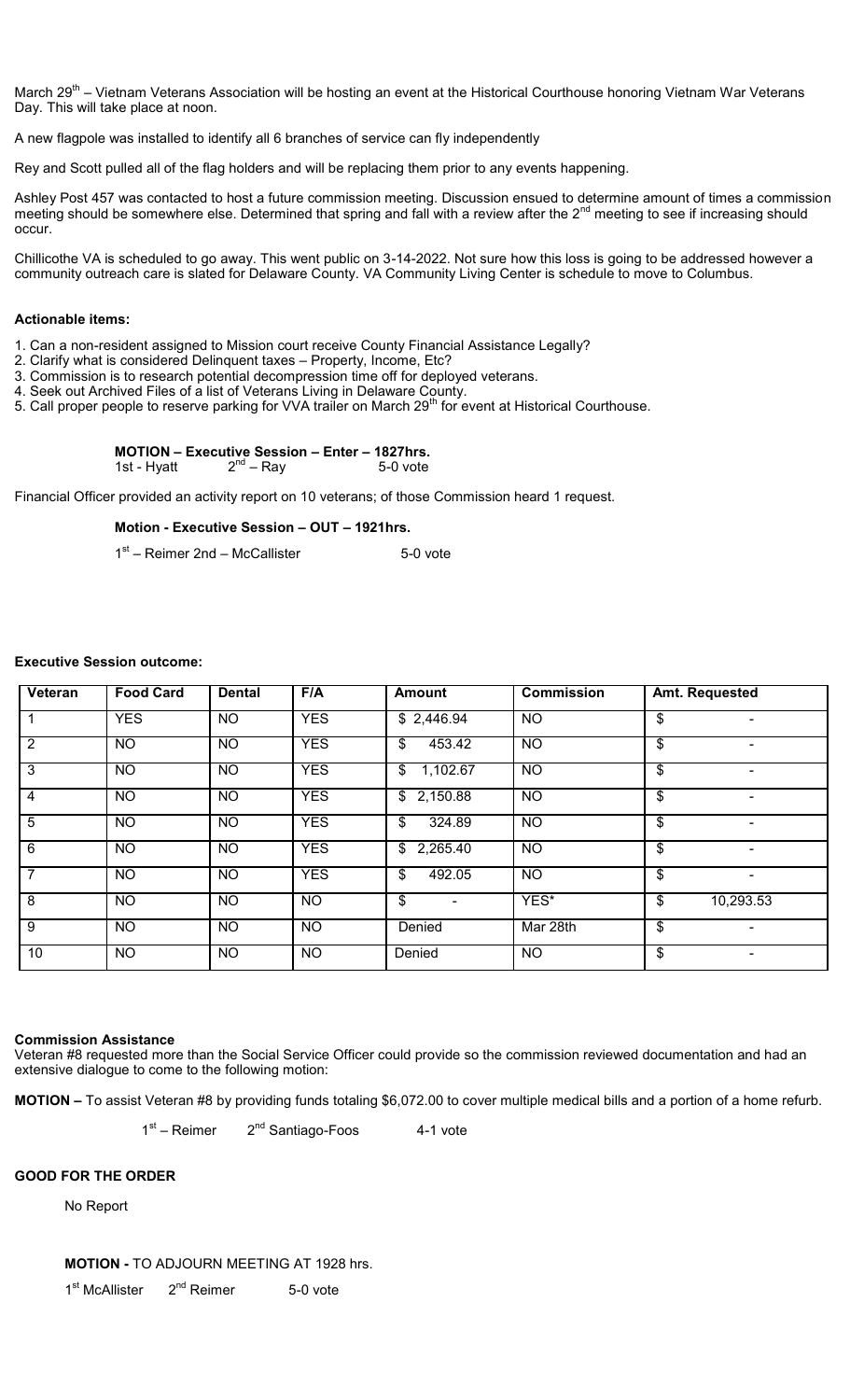March 29th – Vietnam Veterans Association will be hosting an event at the Historical Courthouse honoring Vietnam War Veterans Day. This will take place at noon.

A new flagpole was installed to identify all 6 branches of service can fly independently

Rey and Scott pulled all of the flag holders and will be replacing them prior to any events happening.

Ashley Post 457 was contacted to host a future commission meeting. Discussion ensued to determine amount of times a commission meeting should be somewhere else. Determined that spring and fall with a review after the 2nd meeting to see if increasing should occur.

Chillicothe VA is scheduled to go away. This went public on 3-14-2022. Not sure how this loss is going to be addressed however a community outreach care is slated for Delaware County. VA Community Living Center is schedule to move to Columbus.

**Actionable items:**

1. Can a non-resident assigned to Mission court receive County Financial Assistance Legally?
2. Clarify what is considered Delinquent taxes – Property, Income, Etc?
3. Commission is to research potential decompression time off for deployed veterans.
4. Seek out Archived Files of a list of Veterans Living in Delaware County.
5. Call proper people to reserve parking for VVA trailer on March 29th for event at Historical Courthouse.

**MOTION – Executive Session – Enter – 1827hrs.**
1st - Hyatt 2nd – Ray 5-0 vote

Financial Officer provided an activity report on 10 veterans; of those Commission heard 1 request.

**Motion - Executive Session – OUT – 1921hrs.**

1st – Reimer 2nd – McCallister 5-0 vote

**Executive Session outcome:**

| Veteran | Food Card | Dental | F/A | Amount | Commission | Amt. Requested |
|---|---|---|---|---|---|---|
| 1 | YES | NO | YES | $ 2,446.94 | NO | $ - |
| 2 | NO | NO | YES | $ 453.42 | NO | $ - |
| 3 | NO | NO | YES | $ 1,102.67 | NO | $ - |
| 4 | NO | NO | YES | $ 2,150.88 | NO | $ - |
| 5 | NO | NO | YES | $ 324.89 | NO | $ - |
| 6 | NO | NO | YES | $ 2,265.40 | NO | $ - |
| 7 | NO | NO | YES | $ 492.05 | NO | $ - |
| 8 | NO | NO | NO | $ - | YES* | $ 10,293.53 |
| 9 | NO | NO | NO | Denied | Mar 28th | $ - |
| 10 | NO | NO | NO | Denied | NO | $ - |

**Commission Assistance**
Veteran #8 requested more than the Social Service Officer could provide so the commission reviewed documentation and had an extensive dialogue to come to the following motion:

**MOTION –** To assist Veteran #8 by providing funds totaling $6,072.00 to cover multiple medical bills and a portion of a home refurb.

1st – Reimer 2nd Santiago-Foos 4-1 vote

**GOOD FOR THE ORDER**

No Report

**MOTION -** TO ADJOURN MEETING AT 1928 hrs.

1st McAllister 2nd Reimer 5-0 vote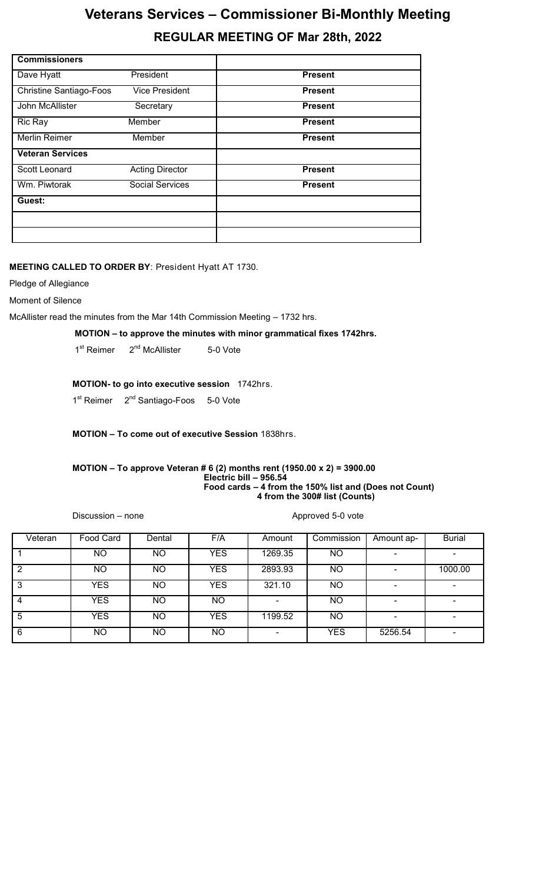# Veterans Services – Commissioner Bi-Monthly Meeting

## REGULAR MEETING OF Mar 28th, 2022

| **Commissioners** | | |
|---|---|---|
| Dave Hyatt | President | **Present** |
| Christine Santiago-Foos | Vice President | **Present** |
| John McAllister | Secretary | **Present** |
| Ric Ray | Member | **Present** |
| Merlin Reimer | Member | **Present** |
| **Veteran Services** | | |
| Scott Leonard | Acting Director | **Present** |
| Wm. Piwtorak | Social Services | **Present** |
| **Guest:** | | |
| | | |
| | | |

**MEETING CALLED TO ORDER BY**: President Hyatt AT 1730.

Pledge of Allegiance

Moment of Silence

McAllister read the minutes from the Mar 14th Commission Meeting – 1732 hrs.

**MOTION – to approve the minutes with minor grammatical fixes 1742hrs.**

1st Reimer 2nd McAllister 5-0 Vote

**MOTION- to go into executive session** 1742hrs.

1st Reimer 2nd Santiago-Foos 5-0 Vote

**MOTION – To come out of executive Session** 1838hrs.

**MOTION – To approve Veteran # 6 (2) months rent (1950.00 x 2) = 3900.00**
**Electric bill – 956.54**
**Food cards – 4 from the 150% list and (Does not Count)**
**4 from the 300# list (Counts)**

Discussion – none

Approved 5-0 vote

| Veteran | Food Card | Dental | F/A | Amount | Commission | Amount ap- | Burial |
|---|---|---|---|---|---|---|---|
| 1 | NO | NO | YES | 1269.35 | NO | - | - |
| 2 | NO | NO | YES | 2893.93 | NO | - | 1000.00 |
| 3 | YES | NO | YES | 321.10 | NO | - | - |
| 4 | YES | NO | NO | - | NO | - | - |
| 5 | YES | NO | YES | 1199.52 | NO | - | - |
| 6 | NO | NO | NO | - | YES | 5256.54 | - |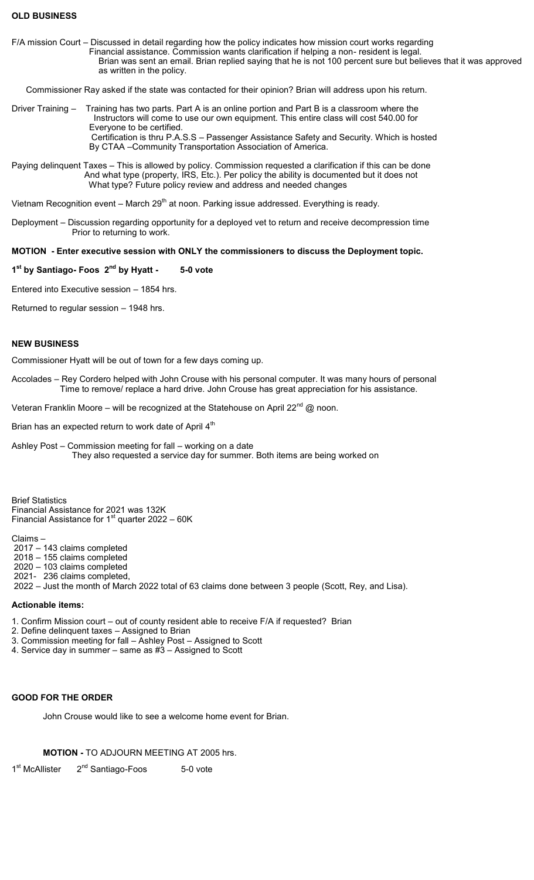**OLD BUSINESS**

F/A mission Court – Discussed in detail regarding how the policy indicates how mission court works regarding Financial assistance. Commission wants clarification if helping a non- resident is legal. Brian was sent an email. Brian replied saying that he is not 100 percent sure but believes that it was approved as written in the policy.

Commissioner Ray asked if the state was contacted for their opinion? Brian will address upon his return.

Driver Training – Training has two parts. Part A is an online portion and Part B is a classroom where the Instructors will come to use our own equipment. This entire class will cost 540.00 for Everyone to be certified. Certification is thru P.A.S.S – Passenger Assistance Safety and Security. Which is hosted By CTAA –Community Transportation Association of America.

Paying delinquent Taxes – This is allowed by policy. Commission requested a clarification if this can be done And what type (property, IRS, Etc.). Per policy the ability is documented but it does not What type? Future policy review and address and needed changes

Vietnam Recognition event – March 29th at noon. Parking issue addressed. Everything is ready.

Deployment – Discussion regarding opportunity for a deployed vet to return and receive decompression time Prior to returning to work.

**MOTION - Enter executive session with ONLY the commissioners to discuss the Deployment topic.**

**1st by Santiago- Foos 2nd by Hyatt - 5-0 vote**

Entered into Executive session – 1854 hrs.

Returned to regular session – 1948 hrs.

**NEW BUSINESS**

Commissioner Hyatt will be out of town for a few days coming up.

Accolades – Rey Cordero helped with John Crouse with his personal computer. It was many hours of personal Time to remove/ replace a hard drive. John Crouse has great appreciation for his assistance.

Veteran Franklin Moore – will be recognized at the Statehouse on April 22nd @ noon.

Brian has an expected return to work date of April 4th

Ashley Post – Commission meeting for fall – working on a date
They also requested a service day for summer. Both items are being worked on

Brief Statistics
Financial Assistance for 2021 was 132K
Financial Assistance for 1st quarter 2022 – 60K

Claims –
2017 – 143 claims completed
2018 – 155 claims completed
2020 – 103 claims completed
2021- 236 claims completed,
2022 – Just the month of March 2022 total of 63 claims done between 3 people (Scott, Rey, and Lisa).

**Actionable items:**

1. Confirm Mission court – out of county resident able to receive F/A if requested? Brian
2. Define delinquent taxes – Assigned to Brian
3. Commission meeting for fall – Ashley Post – Assigned to Scott
4. Service day in summer – same as #3 – Assigned to Scott

**GOOD FOR THE ORDER**

John Crouse would like to see a welcome home event for Brian.

**MOTION -** TO ADJOURN MEETING AT 2005 hrs.

1st McAllister 2nd Santiago-Foos 5-0 vote